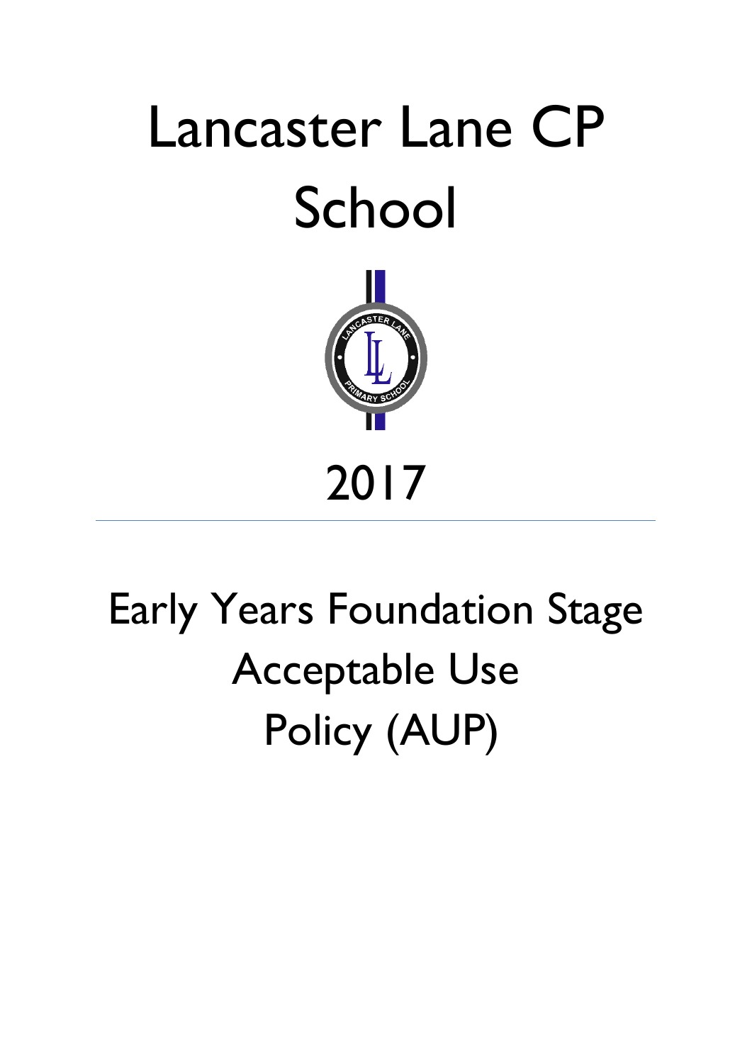# Lancaster Lane CP School

2017

---

# Early Years Foundation Stage Acceptable Use Policy (AUP)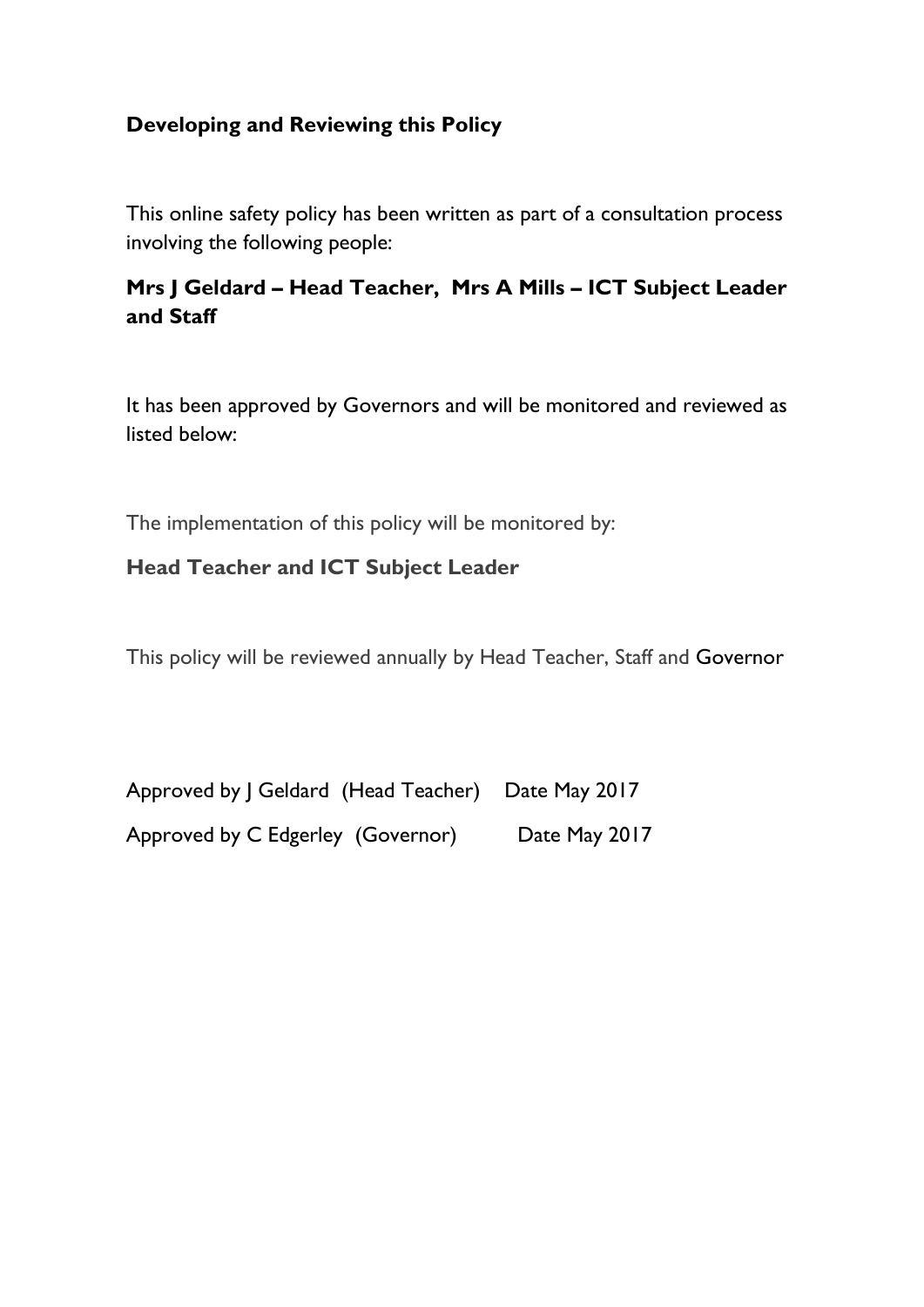## Developing and Reviewing this Policy

This online safety policy has been written as part of a consultation process involving the following people:

**Mrs J Geldard – Head Teacher, Mrs A Mills – ICT Subject Leader and Staff**

It has been approved by Governors and will be monitored and reviewed as listed below:

The implementation of this policy will be monitored by:

**Head Teacher and ICT Subject Leader**

This policy will be reviewed annually by Head Teacher, Staff and Governor

Approved by J Geldard (Head Teacher) Date May 2017

Approved by C Edgerley (Governor) Date May 2017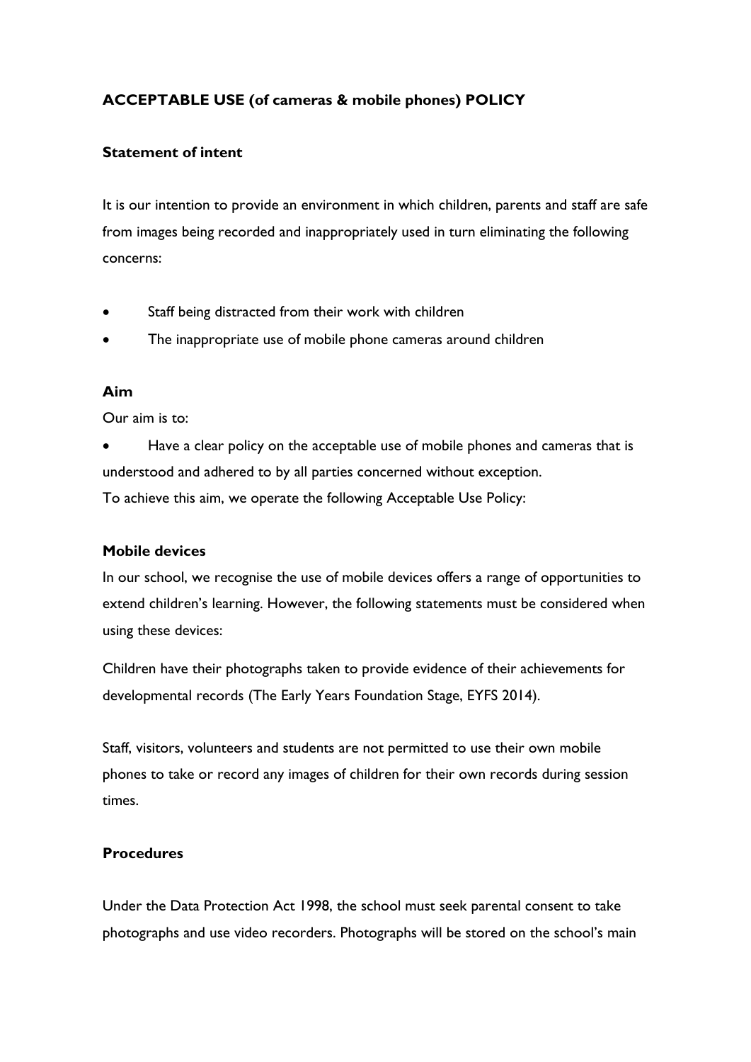## ACCEPTABLE USE (of cameras & mobile phones) POLICY

### Statement of intent

It is our intention to provide an environment in which children, parents and staff are safe from images being recorded and inappropriately used in turn eliminating the following concerns:

- Staff being distracted from their work with children
- The inappropriate use of mobile phone cameras around children

### Aim

Our aim is to:

- Have a clear policy on the acceptable use of mobile phones and cameras that is understood and adhered to by all parties concerned without exception.

To achieve this aim, we operate the following Acceptable Use Policy:

### Mobile devices

In our school, we recognise the use of mobile devices offers a range of opportunities to extend children's learning. However, the following statements must be considered when using these devices:

Children have their photographs taken to provide evidence of their achievements for developmental records (The Early Years Foundation Stage, EYFS 2014).

Staff, visitors, volunteers and students are not permitted to use their own mobile phones to take or record any images of children for their own records during session times.

### Procedures

Under the Data Protection Act 1998, the school must seek parental consent to take photographs and use video recorders. Photographs will be stored on the school's main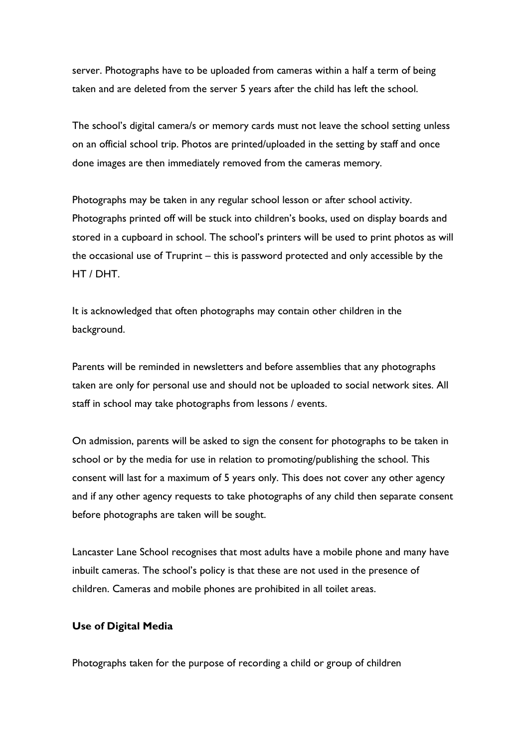server. Photographs have to be uploaded from cameras within a half a term of being taken and are deleted from the server 5 years after the child has left the school.

The school's digital camera/s or memory cards must not leave the school setting unless on an official school trip. Photos are printed/uploaded in the setting by staff and once done images are then immediately removed from the cameras memory.

Photographs may be taken in any regular school lesson or after school activity. Photographs printed off will be stuck into children's books, used on display boards and stored in a cupboard in school. The school's printers will be used to print photos as will the occasional use of Truprint – this is password protected and only accessible by the HT / DHT.

It is acknowledged that often photographs may contain other children in the background.

Parents will be reminded in newsletters and before assemblies that any photographs taken are only for personal use and should not be uploaded to social network sites. All staff in school may take photographs from lessons / events.

On admission, parents will be asked to sign the consent for photographs to be taken in school or by the media for use in relation to promoting/publishing the school. This consent will last for a maximum of 5 years only. This does not cover any other agency and if any other agency requests to take photographs of any child then separate consent before photographs are taken will be sought.

Lancaster Lane School recognises that most adults have a mobile phone and many have inbuilt cameras. The school's policy is that these are not used in the presence of children. Cameras and mobile phones are prohibited in all toilet areas.

**Use of Digital Media**

Photographs taken for the purpose of recording a child or group of children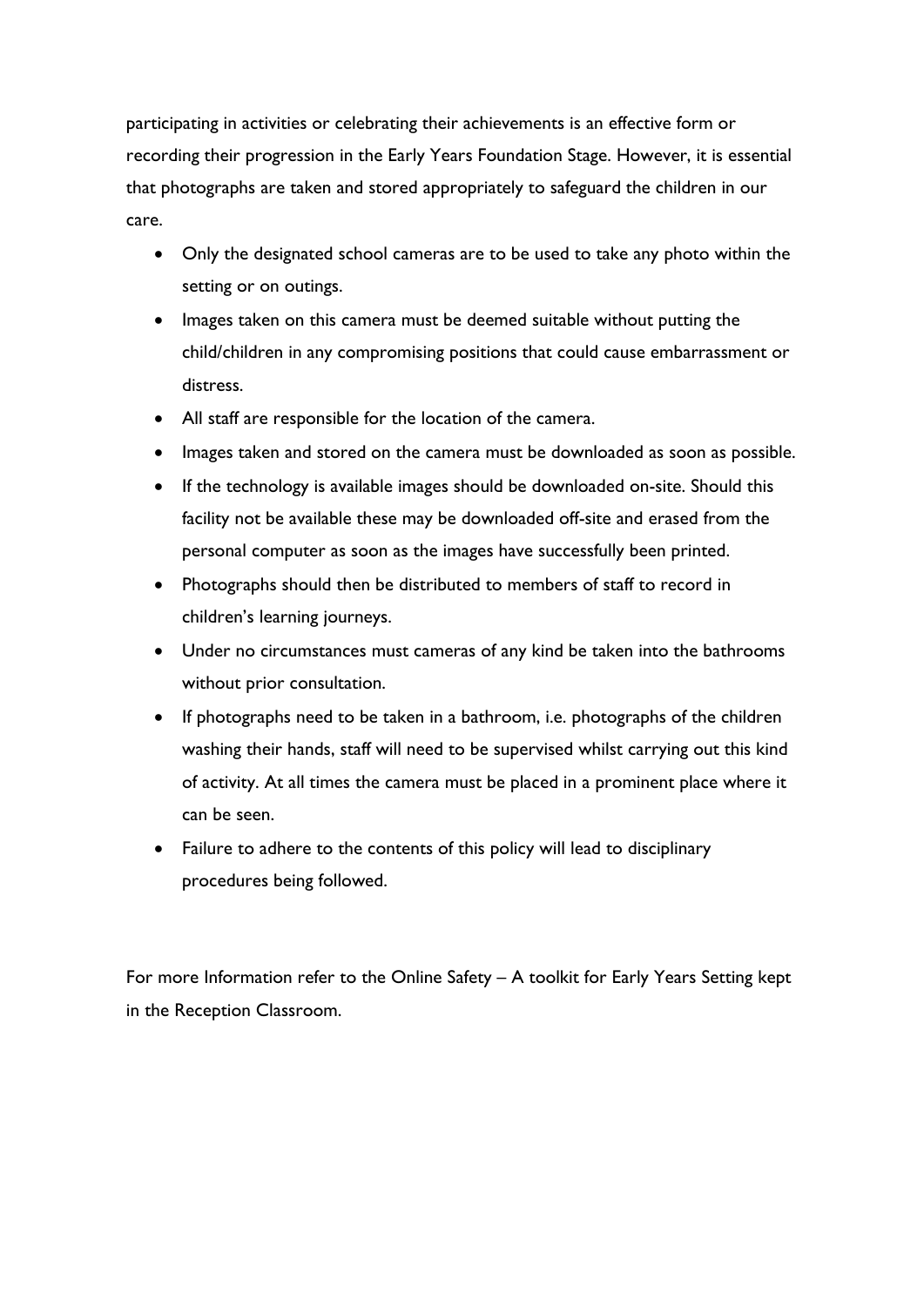participating in activities or celebrating their achievements is an effective form or recording their progression in the Early Years Foundation Stage. However, it is essential that photographs are taken and stored appropriately to safeguard the children in our care.

- Only the designated school cameras are to be used to take any photo within the setting or on outings.
- Images taken on this camera must be deemed suitable without putting the child/children in any compromising positions that could cause embarrassment or distress.
- All staff are responsible for the location of the camera.
- Images taken and stored on the camera must be downloaded as soon as possible.
- If the technology is available images should be downloaded on-site. Should this facility not be available these may be downloaded off-site and erased from the personal computer as soon as the images have successfully been printed.
- Photographs should then be distributed to members of staff to record in children's learning journeys.
- Under no circumstances must cameras of any kind be taken into the bathrooms without prior consultation.
- If photographs need to be taken in a bathroom, i.e. photographs of the children washing their hands, staff will need to be supervised whilst carrying out this kind of activity. At all times the camera must be placed in a prominent place where it can be seen.
- Failure to adhere to the contents of this policy will lead to disciplinary procedures being followed.

For more Information refer to the Online Safety – A toolkit for Early Years Setting kept in the Reception Classroom.